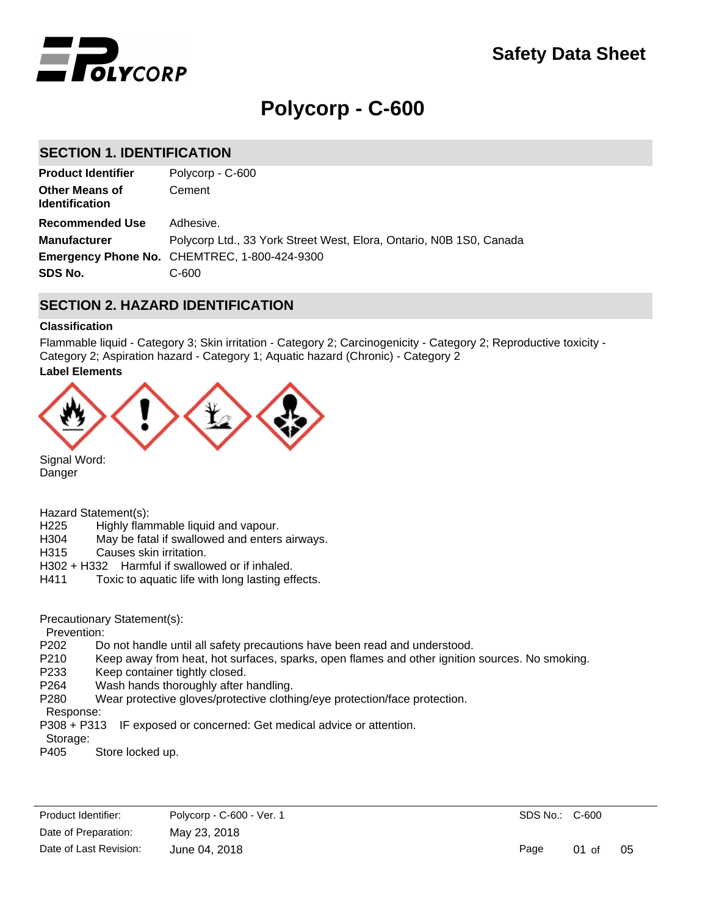# Safety Data Sheet

# Polycorp - C-600

## SECTION 1. IDENTIFICATION

| | |
|---|---|
| **Product Identifier** | Polycorp - C-600 |
| **Other Means of Identification** | Cement |
| **Recommended Use** | Adhesive. |
| **Manufacturer** | Polycorp Ltd., 33 York Street West, Elora, Ontario, N0B 1S0, Canada |
| **Emergency Phone No.** | CHEMTREC, 1-800-424-9300 |
| **SDS No.** | C-600 |

## SECTION 2. HAZARD IDENTIFICATION

### Classification

Flammable liquid - Category 3; Skin irritation - Category 2; Carcinogenicity - Category 2; Reproductive toxicity - Category 2; Aspiration hazard - Category 1; Aquatic hazard (Chronic) - Category 2

### Label Elements

Signal Word:
Danger

Hazard Statement(s):

H225 Highly flammable liquid and vapour.
H304 May be fatal if swallowed and enters airways.
H315 Causes skin irritation.
H302 + H332 Harmful if swallowed or if inhaled.
H411 Toxic to aquatic life with long lasting effects.

Precautionary Statement(s):

Prevention:

P202 Do not handle until all safety precautions have been read and understood.
P210 Keep away from heat, hot surfaces, sparks, open flames and other ignition sources. No smoking.
P233 Keep container tightly closed.
P264 Wash hands thoroughly after handling.
P280 Wear protective gloves/protective clothing/eye protection/face protection.

Response:

P308 + P313 IF exposed or concerned: Get medical advice or attention.

Storage:

P405 Store locked up.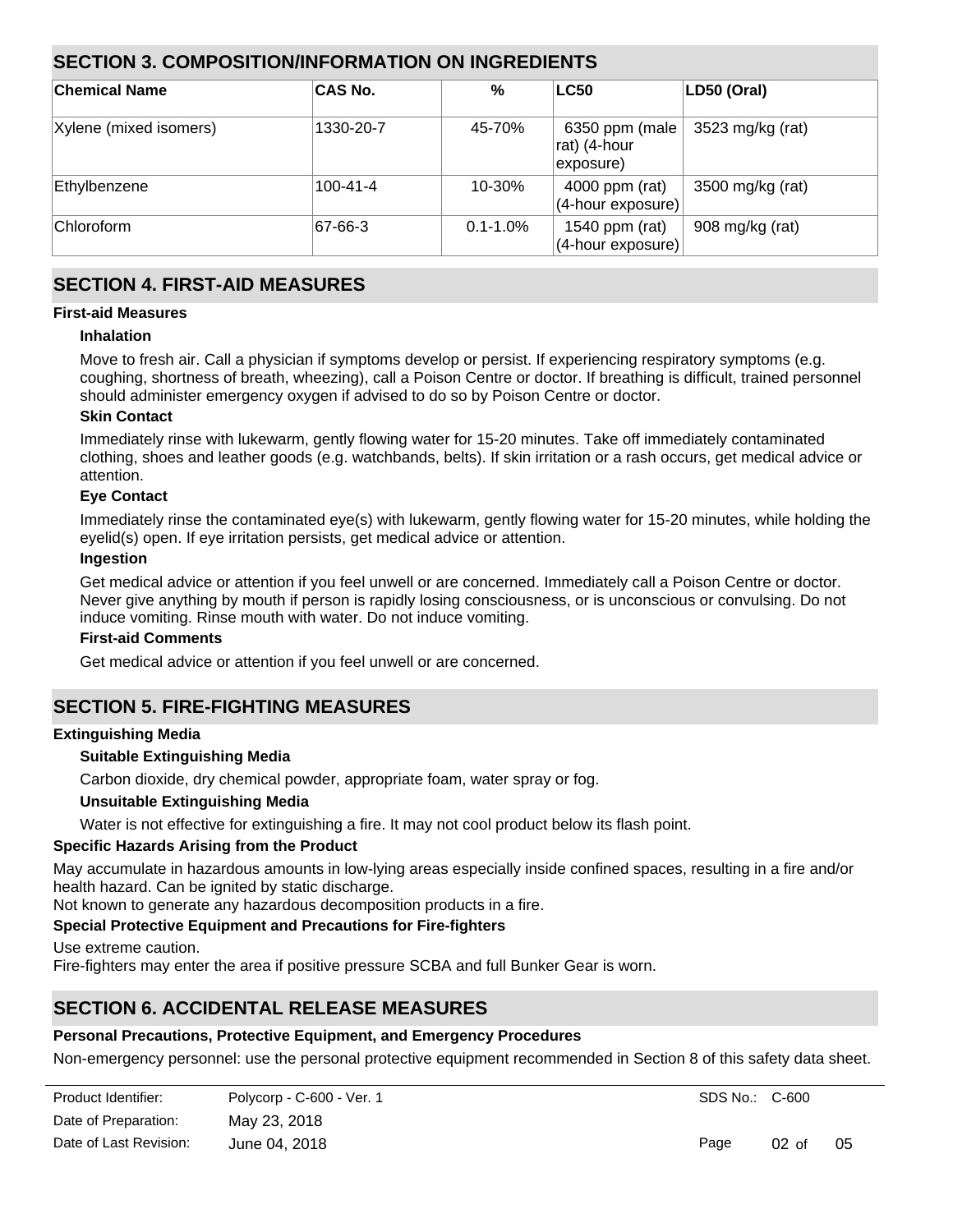## SECTION 3. COMPOSITION/INFORMATION ON INGREDIENTS

| Chemical Name | CAS No. | % | LC50 | LD50 (Oral) |
|---|---|---|---|---|
| Xylene (mixed isomers) | 1330-20-7 | 45-70% | 6350 ppm (male rat) (4-hour exposure) | 3523 mg/kg (rat) |
| Ethylbenzene | 100-41-4 | 10-30% | 4000 ppm (rat) (4-hour exposure) | 3500 mg/kg (rat) |
| Chloroform | 67-66-3 | 0.1-1.0% | 1540 ppm (rat) (4-hour exposure) | 908 mg/kg (rat) |

## SECTION 4. FIRST-AID MEASURES

**First-aid Measures**

**Inhalation**

Move to fresh air. Call a physician if symptoms develop or persist. If experiencing respiratory symptoms (e.g. coughing, shortness of breath, wheezing), call a Poison Centre or doctor. If breathing is difficult, trained personnel should administer emergency oxygen if advised to do so by Poison Centre or doctor.

**Skin Contact**

Immediately rinse with lukewarm, gently flowing water for 15-20 minutes. Take off immediately contaminated clothing, shoes and leather goods (e.g. watchbands, belts). If skin irritation or a rash occurs, get medical advice or attention.

**Eye Contact**

Immediately rinse the contaminated eye(s) with lukewarm, gently flowing water for 15-20 minutes, while holding the eyelid(s) open. If eye irritation persists, get medical advice or attention.

**Ingestion**

Get medical advice or attention if you feel unwell or are concerned. Immediately call a Poison Centre or doctor. Never give anything by mouth if person is rapidly losing consciousness, or is unconscious or convulsing. Do not induce vomiting. Rinse mouth with water. Do not induce vomiting.

**First-aid Comments**

Get medical advice or attention if you feel unwell or are concerned.

## SECTION 5. FIRE-FIGHTING MEASURES

**Extinguishing Media**

**Suitable Extinguishing Media**

Carbon dioxide, dry chemical powder, appropriate foam, water spray or fog.

**Unsuitable Extinguishing Media**

Water is not effective for extinguishing a fire. It may not cool product below its flash point.

**Specific Hazards Arising from the Product**

May accumulate in hazardous amounts in low-lying areas especially inside confined spaces, resulting in a fire and/or health hazard. Can be ignited by static discharge.
Not known to generate any hazardous decomposition products in a fire.

**Special Protective Equipment and Precautions for Fire-fighters**

Use extreme caution.
Fire-fighters may enter the area if positive pressure SCBA and full Bunker Gear is worn.

## SECTION 6. ACCIDENTAL RELEASE MEASURES

**Personal Precautions, Protective Equipment, and Emergency Procedures**

Non-emergency personnel: use the personal protective equipment recommended in Section 8 of this safety data sheet.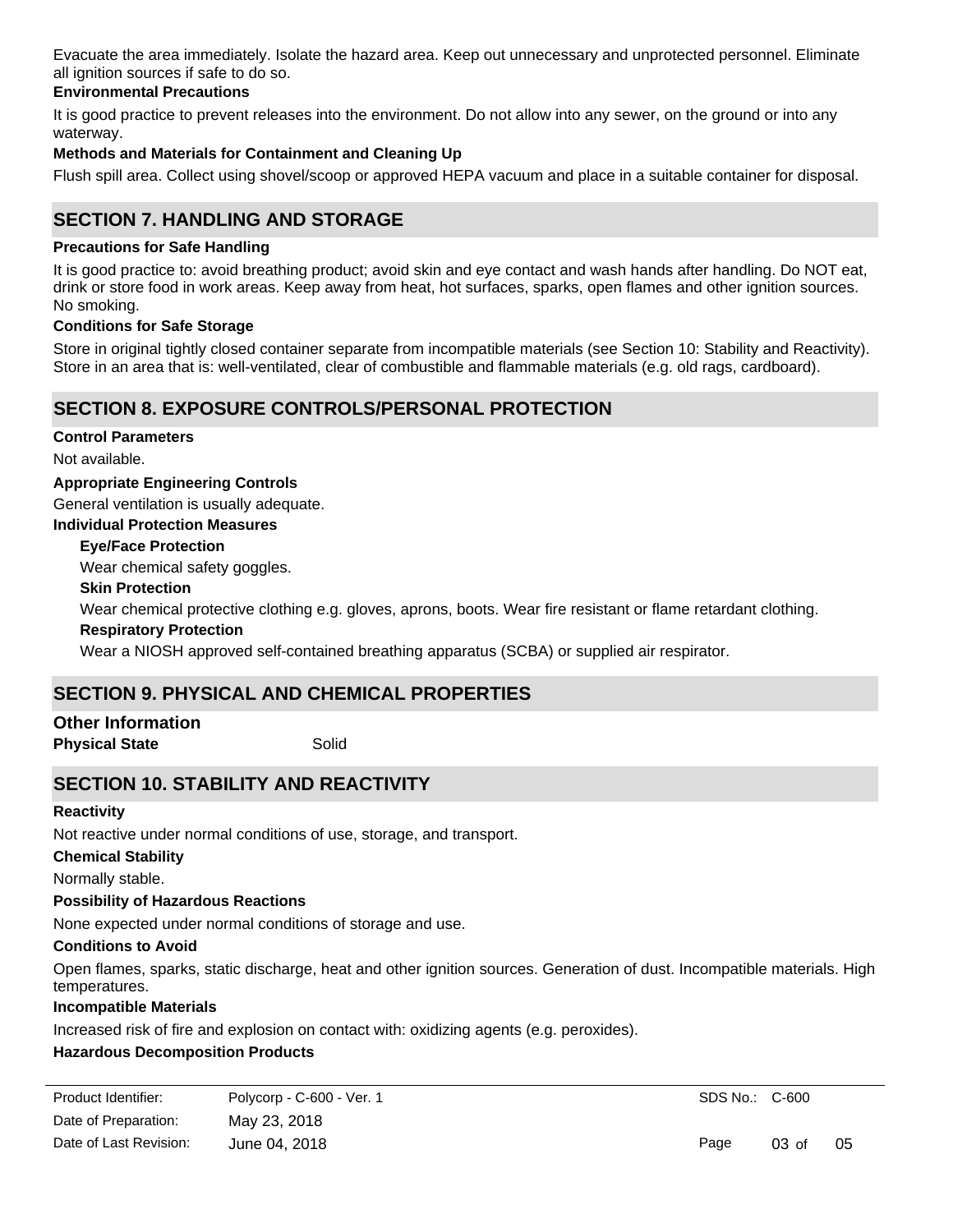Evacuate the area immediately. Isolate the hazard area. Keep out unnecessary and unprotected personnel. Eliminate all ignition sources if safe to do so.

**Environmental Precautions**

It is good practice to prevent releases into the environment. Do not allow into any sewer, on the ground or into any waterway.

**Methods and Materials for Containment and Cleaning Up**

Flush spill area. Collect using shovel/scoop or approved HEPA vacuum and place in a suitable container for disposal.

## SECTION 7. HANDLING AND STORAGE

**Precautions for Safe Handling**

It is good practice to: avoid breathing product; avoid skin and eye contact and wash hands after handling. Do NOT eat, drink or store food in work areas. Keep away from heat, hot surfaces, sparks, open flames and other ignition sources. No smoking.

**Conditions for Safe Storage**

Store in original tightly closed container separate from incompatible materials (see Section 10: Stability and Reactivity). Store in an area that is: well-ventilated, clear of combustible and flammable materials (e.g. old rags, cardboard).

## SECTION 8. EXPOSURE CONTROLS/PERSONAL PROTECTION

**Control Parameters**

Not available.

**Appropriate Engineering Controls**

General ventilation is usually adequate.

**Individual Protection Measures**

**Eye/Face Protection**

Wear chemical safety goggles.

**Skin Protection**

Wear chemical protective clothing e.g. gloves, aprons, boots. Wear fire resistant or flame retardant clothing.

**Respiratory Protection**

Wear a NIOSH approved self-contained breathing apparatus (SCBA) or supplied air respirator.

## SECTION 9. PHYSICAL AND CHEMICAL PROPERTIES

### Other Information

**Physical State** Solid

## SECTION 10. STABILITY AND REACTIVITY

**Reactivity**

Not reactive under normal conditions of use, storage, and transport.

**Chemical Stability**

Normally stable.

**Possibility of Hazardous Reactions**

None expected under normal conditions of storage and use.

**Conditions to Avoid**

Open flames, sparks, static discharge, heat and other ignition sources. Generation of dust. Incompatible materials. High temperatures.

**Incompatible Materials**

Increased risk of fire and explosion on contact with: oxidizing agents (e.g. peroxides).

**Hazardous Decomposition Products**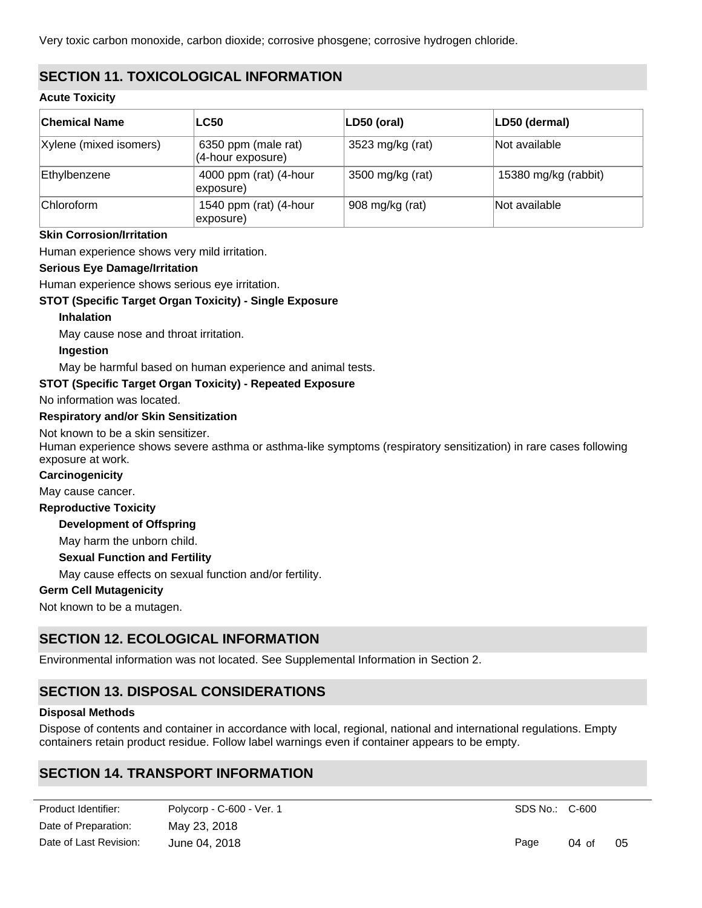Very toxic carbon monoxide, carbon dioxide; corrosive phosgene; corrosive hydrogen chloride.

## SECTION 11. TOXICOLOGICAL INFORMATION

**Acute Toxicity**

| Chemical Name | LC50 | LD50 (oral) | LD50 (dermal) |
|---|---|---|---|
| Xylene (mixed isomers) | 6350 ppm (male rat) (4-hour exposure) | 3523 mg/kg (rat) | Not available |
| Ethylbenzene | 4000 ppm (rat) (4-hour exposure) | 3500 mg/kg (rat) | 15380 mg/kg (rabbit) |
| Chloroform | 1540 ppm (rat) (4-hour exposure) | 908 mg/kg (rat) | Not available |

**Skin Corrosion/Irritation**

Human experience shows very mild irritation.

**Serious Eye Damage/Irritation**

Human experience shows serious eye irritation.

**STOT (Specific Target Organ Toxicity) - Single Exposure**

**Inhalation**

May cause nose and throat irritation.

**Ingestion**

May be harmful based on human experience and animal tests.

**STOT (Specific Target Organ Toxicity) - Repeated Exposure**

No information was located.

**Respiratory and/or Skin Sensitization**

Not known to be a skin sensitizer.
Human experience shows severe asthma or asthma-like symptoms (respiratory sensitization) in rare cases following exposure at work.

**Carcinogenicity**

May cause cancer.

**Reproductive Toxicity**

**Development of Offspring**

May harm the unborn child.

**Sexual Function and Fertility**

May cause effects on sexual function and/or fertility.

**Germ Cell Mutagenicity**

Not known to be a mutagen.

## SECTION 12. ECOLOGICAL INFORMATION

Environmental information was not located. See Supplemental Information in Section 2.

## SECTION 13. DISPOSAL CONSIDERATIONS

**Disposal Methods**

Dispose of contents and container in accordance with local, regional, national and international regulations. Empty containers retain product residue. Follow label warnings even if container appears to be empty.

## SECTION 14. TRANSPORT INFORMATION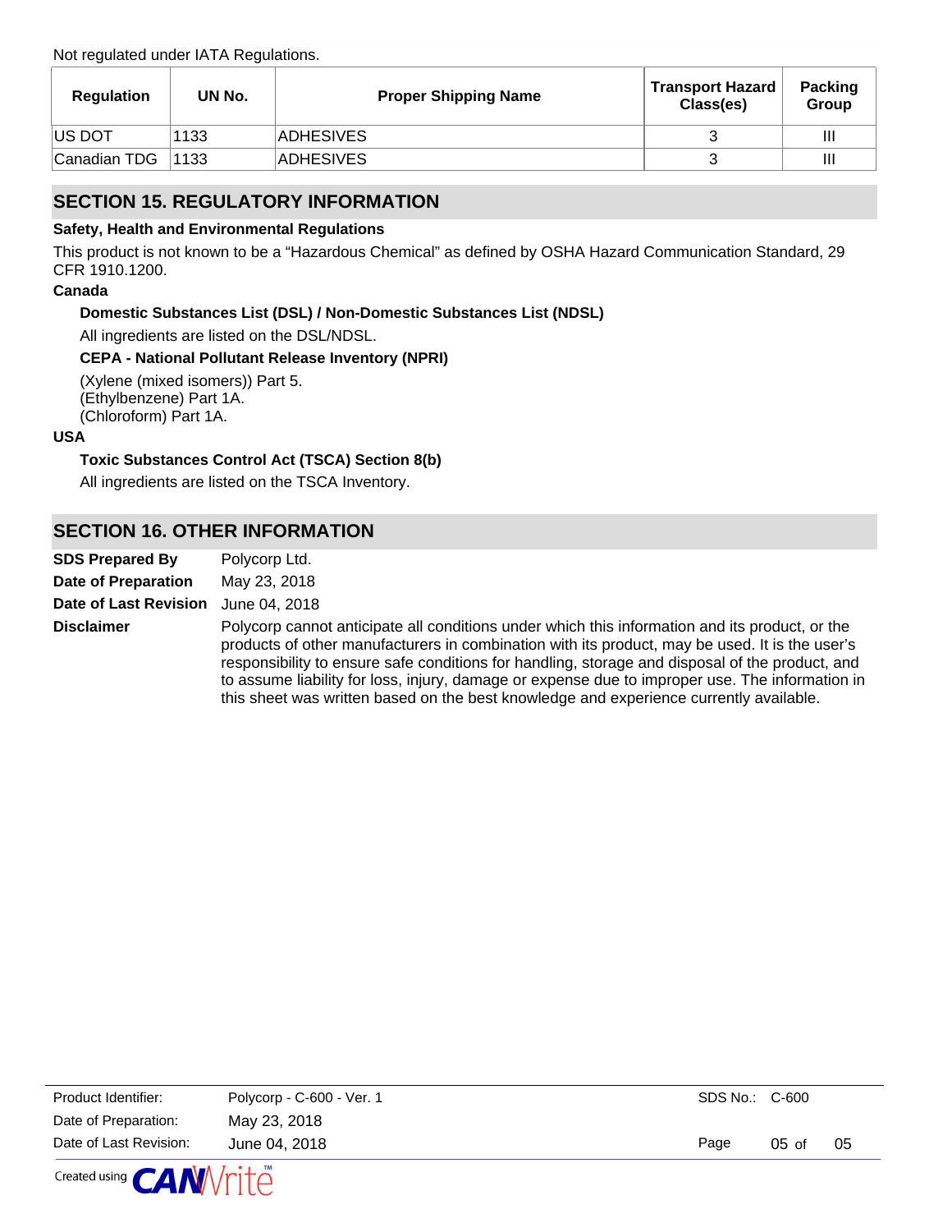Not regulated under IATA Regulations.

| Regulation | UN No. | Proper Shipping Name | Transport Hazard Class(es) | Packing Group |
|---|---|---|---|---|
| US DOT | 1133 | ADHESIVES | 3 | III |
| Canadian TDG | 1133 | ADHESIVES | 3 | III |

## SECTION 15. REGULATORY INFORMATION

**Safety, Health and Environmental Regulations**

This product is not known to be a “Hazardous Chemical” as defined by OSHA Hazard Communication Standard, 29 CFR 1910.1200.

**Canada**

**Domestic Substances List (DSL) / Non-Domestic Substances List (NDSL)**

All ingredients are listed on the DSL/NDSL.

**CEPA - National Pollutant Release Inventory (NPRI)**

(Xylene (mixed isomers)) Part 5.
(Ethylbenzene) Part 1A.
(Chloroform) Part 1A.

**USA**

**Toxic Substances Control Act (TSCA) Section 8(b)**

All ingredients are listed on the TSCA Inventory.

## SECTION 16. OTHER INFORMATION

**SDS Prepared By** Polycorp Ltd.

**Date of Preparation** May 23, 2018

**Date of Last Revision** June 04, 2018

**Disclaimer** Polycorp cannot anticipate all conditions under which this information and its product, or the products of other manufacturers in combination with its product, may be used. It is the user's responsibility to ensure safe conditions for handling, storage and disposal of the product, and to assume liability for loss, injury, damage or expense due to improper use. The information in this sheet was written based on the best knowledge and experience currently available.